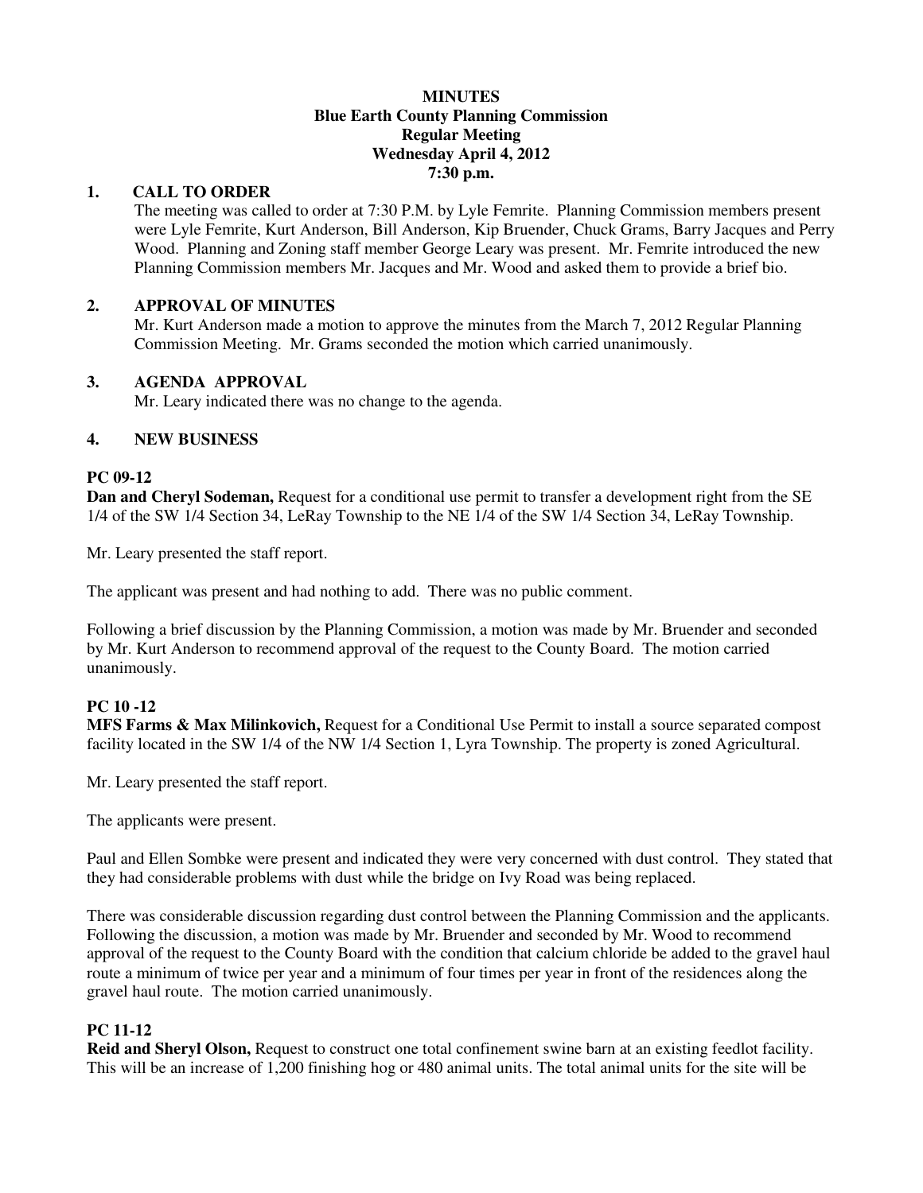**MINUTES**
**Blue Earth County Planning Commission**
**Regular Meeting**
**Wednesday April 4, 2012**
**7:30 p.m.**

## 1. CALL TO ORDER

The meeting was called to order at 7:30 P.M. by Lyle Femrite. Planning Commission members present were Lyle Femrite, Kurt Anderson, Bill Anderson, Kip Bruender, Chuck Grams, Barry Jacques and Perry Wood. Planning and Zoning staff member George Leary was present. Mr. Femrite introduced the new Planning Commission members Mr. Jacques and Mr. Wood and asked them to provide a brief bio.

## 2. APPROVAL OF MINUTES

Mr. Kurt Anderson made a motion to approve the minutes from the March 7, 2012 Regular Planning Commission Meeting. Mr. Grams seconded the motion which carried unanimously.

## 3. AGENDA APPROVAL

Mr. Leary indicated there was no change to the agenda.

## 4. NEW BUSINESS

**PC 09-12**

**Dan and Cheryl Sodeman,** Request for a conditional use permit to transfer a development right from the SE 1/4 of the SW 1/4 Section 34, LeRay Township to the NE 1/4 of the SW 1/4 Section 34, LeRay Township.

Mr. Leary presented the staff report.

The applicant was present and had nothing to add. There was no public comment.

Following a brief discussion by the Planning Commission, a motion was made by Mr. Bruender and seconded by Mr. Kurt Anderson to recommend approval of the request to the County Board. The motion carried unanimously.

**PC 10 -12**

**MFS Farms & Max Milinkovich,** Request for a Conditional Use Permit to install a source separated compost facility located in the SW 1/4 of the NW 1/4 Section 1, Lyra Township. The property is zoned Agricultural.

Mr. Leary presented the staff report.

The applicants were present.

Paul and Ellen Sombke were present and indicated they were very concerned with dust control. They stated that they had considerable problems with dust while the bridge on Ivy Road was being replaced.

There was considerable discussion regarding dust control between the Planning Commission and the applicants. Following the discussion, a motion was made by Mr. Bruender and seconded by Mr. Wood to recommend approval of the request to the County Board with the condition that calcium chloride be added to the gravel haul route a minimum of twice per year and a minimum of four times per year in front of the residences along the gravel haul route. The motion carried unanimously.

**PC 11-12**

**Reid and Sheryl Olson,** Request to construct one total confinement swine barn at an existing feedlot facility. This will be an increase of 1,200 finishing hog or 480 animal units. The total animal units for the site will be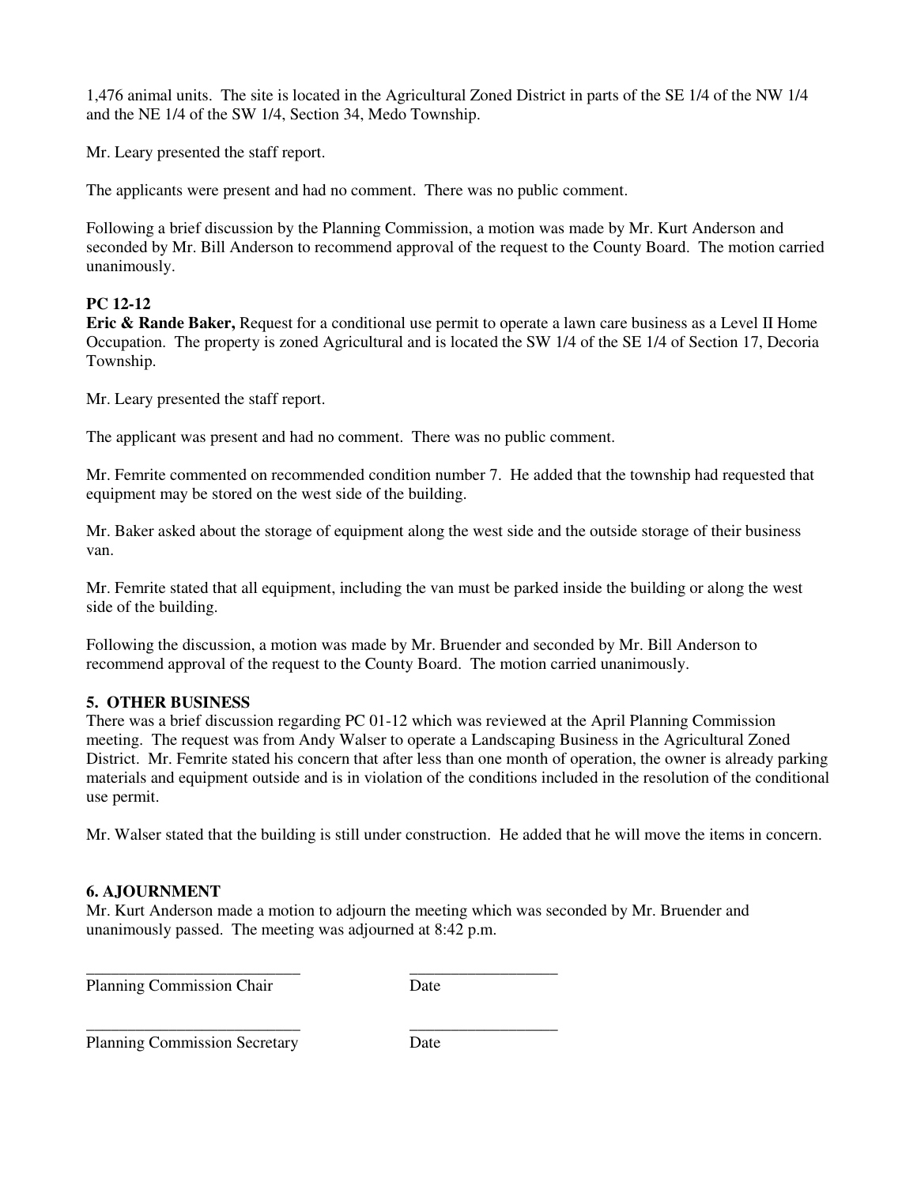1,476 animal units. The site is located in the Agricultural Zoned District in parts of the SE 1/4 of the NW 1/4 and the NE 1/4 of the SW 1/4, Section 34, Medo Township.

Mr. Leary presented the staff report.

The applicants were present and had no comment. There was no public comment.

Following a brief discussion by the Planning Commission, a motion was made by Mr. Kurt Anderson and seconded by Mr. Bill Anderson to recommend approval of the request to the County Board. The motion carried unanimously.

**PC 12-12**

**Eric & Rande Baker,** Request for a conditional use permit to operate a lawn care business as a Level II Home Occupation. The property is zoned Agricultural and is located the SW 1/4 of the SE 1/4 of Section 17, Decoria Township.

Mr. Leary presented the staff report.

The applicant was present and had no comment. There was no public comment.

Mr. Femrite commented on recommended condition number 7. He added that the township had requested that equipment may be stored on the west side of the building.

Mr. Baker asked about the storage of equipment along the west side and the outside storage of their business van.

Mr. Femrite stated that all equipment, including the van must be parked inside the building or along the west side of the building.

Following the discussion, a motion was made by Mr. Bruender and seconded by Mr. Bill Anderson to recommend approval of the request to the County Board. The motion carried unanimously.

**5. OTHER BUSINESS**

There was a brief discussion regarding PC 01-12 which was reviewed at the April Planning Commission meeting. The request was from Andy Walser to operate a Landscaping Business in the Agricultural Zoned District. Mr. Femrite stated his concern that after less than one month of operation, the owner is already parking materials and equipment outside and is in violation of the conditions included in the resolution of the conditional use permit.

Mr. Walser stated that the building is still under construction. He added that he will move the items in concern.

**6. AJOURNMENT**

Mr. Kurt Anderson made a motion to adjourn the meeting which was seconded by Mr. Bruender and unanimously passed. The meeting was adjourned at 8:42 p.m.

___________________________ ___________________

Planning Commission Chair Date

___________________________ ___________________

Planning Commission Secretary Date